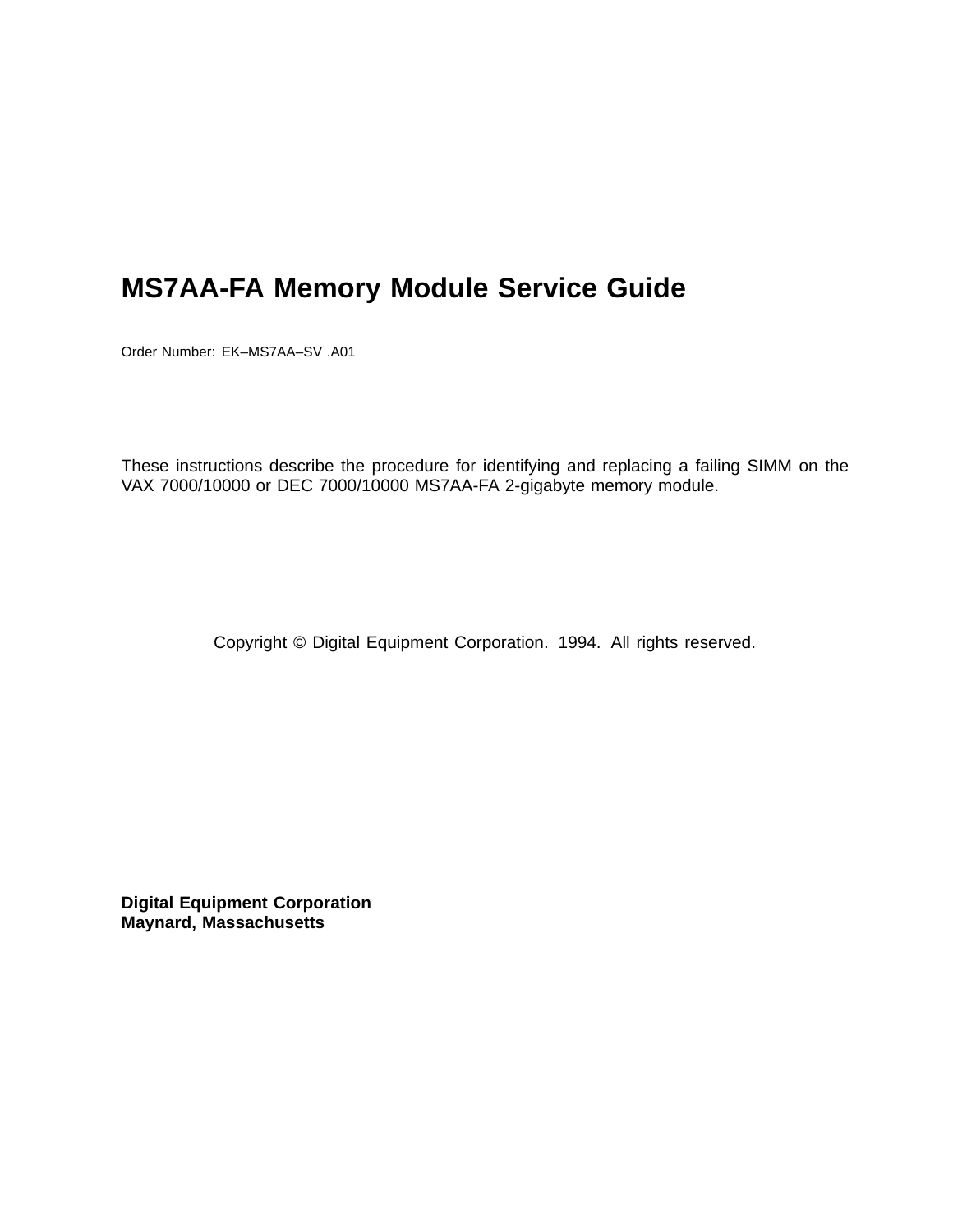# MS7AA-FA Memory Module Service Guide

Order Number: EK–MS7AA–SV .A01

These instructions describe the procedure for identifying and replacing a failing SIMM on the VAX 7000/10000 or DEC 7000/10000 MS7AA-FA 2-gigabyte memory module.

Copyright © Digital Equipment Corporation. 1994. All rights reserved.

**Digital Equipment Corporation**
**Maynard, Massachusetts**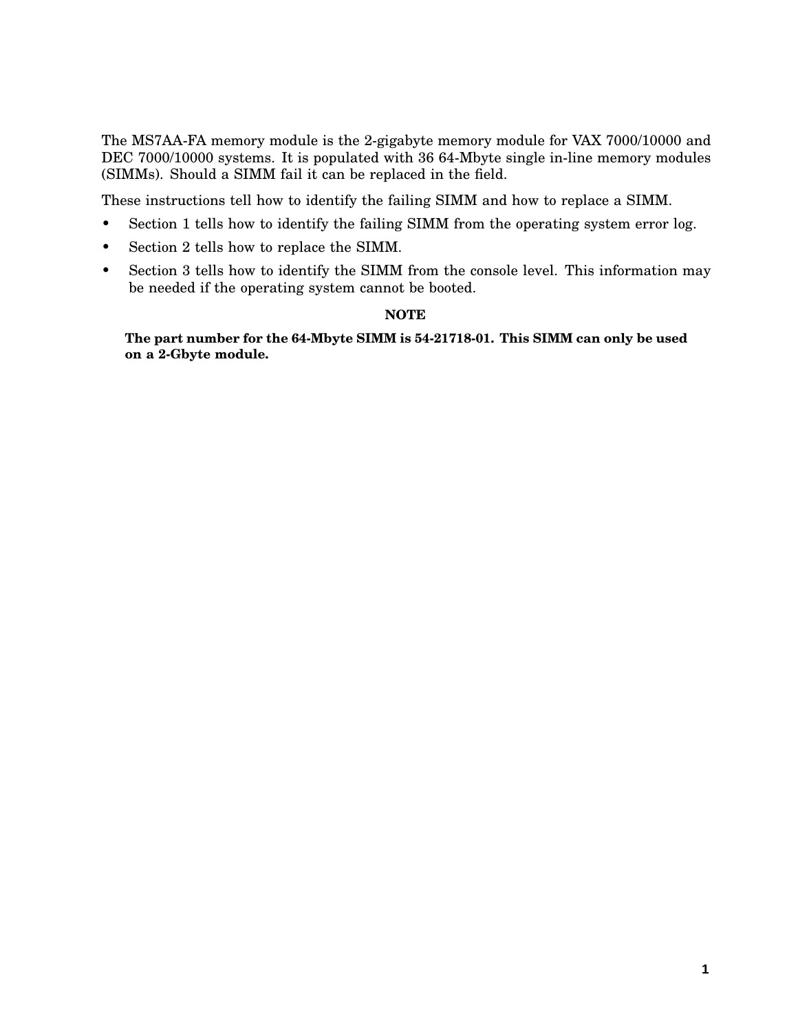The MS7AA-FA memory module is the 2-gigabyte memory module for VAX 7000/10000 and DEC 7000/10000 systems. It is populated with 36 64-Mbyte single in-line memory modules (SIMMs). Should a SIMM fail it can be replaced in the field.

These instructions tell how to identify the failing SIMM and how to replace a SIMM.

- Section 1 tells how to identify the failing SIMM from the operating system error log.
- Section 2 tells how to replace the SIMM.
- Section 3 tells how to identify the SIMM from the console level. This information may be needed if the operating system cannot be booted.

**NOTE**

**The part number for the 64-Mbyte SIMM is 54-21718-01. This SIMM can only be used on a 2-Gbyte module.**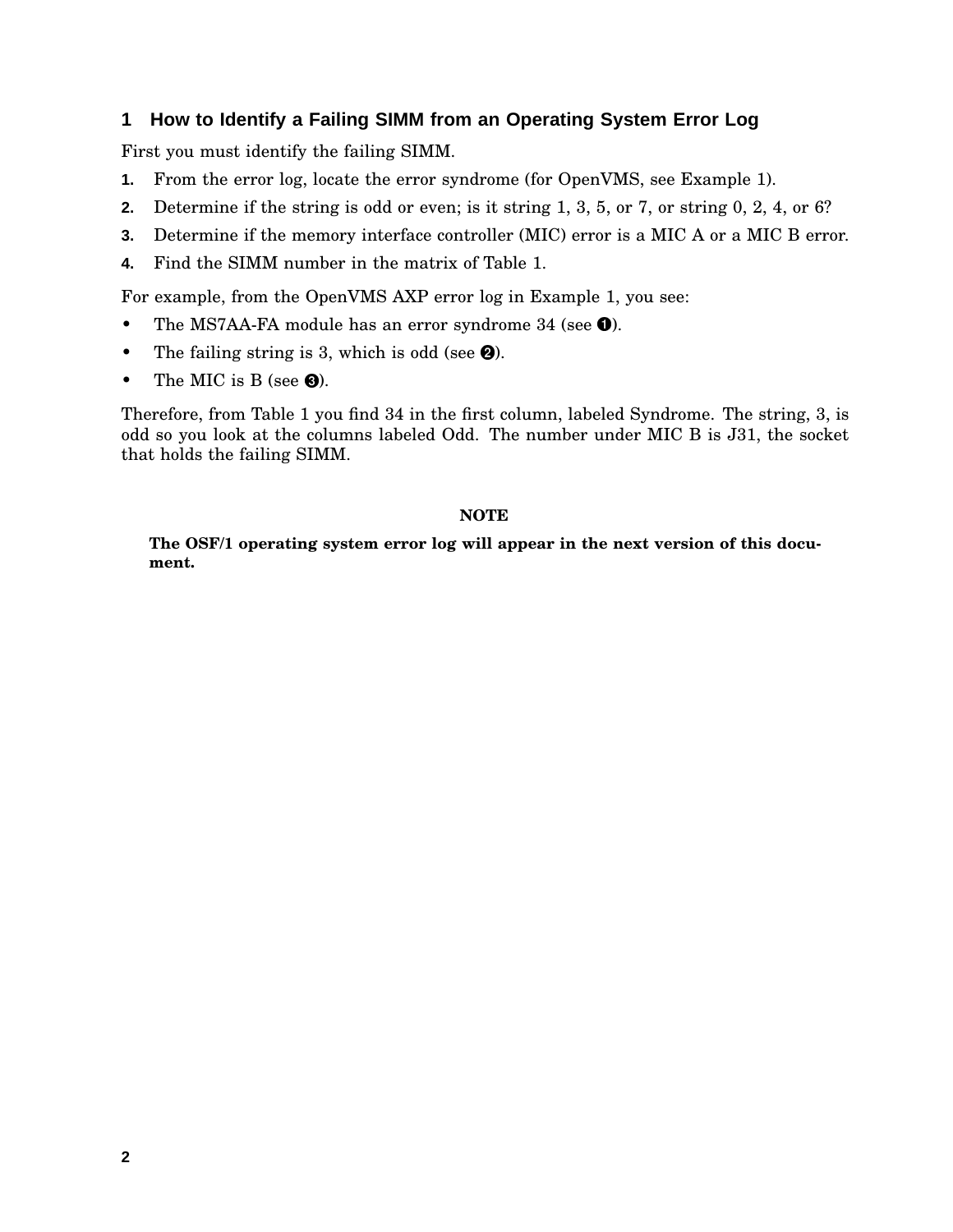## 1 How to Identify a Failing SIMM from an Operating System Error Log

First you must identify the failing SIMM.

1. From the error log, locate the error syndrome (for OpenVMS, see Example 1).
2. Determine if the string is odd or even; is it string 1, 3, 5, or 7, or string 0, 2, 4, or 6?
3. Determine if the memory interface controller (MIC) error is a MIC A or a MIC B error.
4. Find the SIMM number in the matrix of Table 1.

For example, from the OpenVMS AXP error log in Example 1, you see:

- The MS7AA-FA module has an error syndrome 34 (see ➊).
- The failing string is 3, which is odd (see ➋).
- The MIC is B (see ➌).

Therefore, from Table 1 you find 34 in the first column, labeled Syndrome. The string, 3, is odd so you look at the columns labeled Odd. The number under MIC B is J31, the socket that holds the failing SIMM.

**NOTE**

**The OSF/1 operating system error log will appear in the next version of this document.**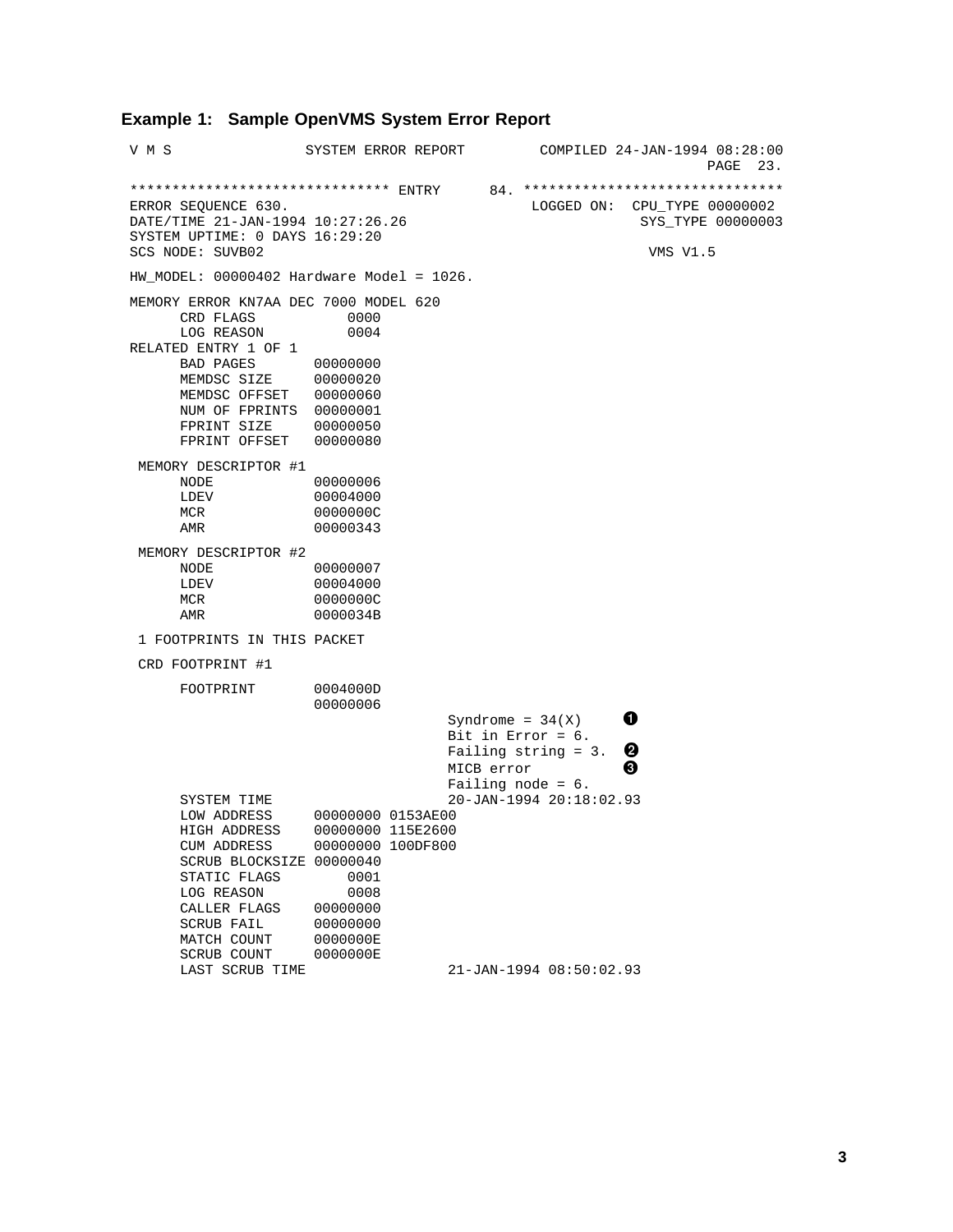**Example 1: Sample OpenVMS System Error Report**

```
V M S               SYSTEM ERROR REPORT        COMPILED 24-JAN-1994 08:28:00
                                                                   PAGE  23.

******************************* ENTRY      84. *******************************
ERROR SEQUENCE 630.                                LOGGED ON:  CPU_TYPE 00000002
DATE/TIME 21-JAN-1994 10:27:26.26                              SYS_TYPE 00000003
SYSTEM UPTIME: 0 DAYS 16:29:20
SCS NODE: SUVB02                                                VMS V1.5

HW_MODEL: 00000402 Hardware Model = 1026.

MEMORY ERROR KN7AA DEC 7000 MODEL 620
      CRD FLAGS           0000
      LOG REASON          0004
RELATED ENTRY 1 OF 1
      BAD PAGES       00000000
      MEMDSC SIZE     00000020
      MEMDSC OFFSET   00000060
      NUM OF FPRINTS  00000001
      FPRINT SIZE     00000050
      FPRINT OFFSET   00000080

 MEMORY DESCRIPTOR #1
      NODE            00000006
      LDEV            00004000
      MCR             0000000C
      AMR             00000343

 MEMORY DESCRIPTOR #2
      NODE            00000007
      LDEV            00004000
      MCR             0000000C
      AMR             0000034B

 1 FOOTPRINTS IN THIS PACKET

 CRD FOOTPRINT #1

      FOOTPRINT       0004000D
                      00000006
                                       Syndrome = 34(X)      (1)
                                       Bit in Error = 6.
                                       Failing string = 3.   (2)
                                       MICB error            (3)
                                       Failing node = 6.
      SYSTEM TIME                      20-JAN-1994 20:18:02.93
      LOW ADDRESS     00000000 0153AE00
      HIGH ADDRESS    00000000 115E2600
      CUM ADDRESS     00000000 100DF800
      SCRUB BLOCKSIZE 00000040
      STATIC FLAGS        0001
      LOG REASON          0008
      CALLER FLAGS    00000000
      SCRUB FAIL      00000000
      MATCH COUNT     0000000E
      SCRUB COUNT     0000000E
      LAST SCRUB TIME                  21-JAN-1994 08:50:02.93
```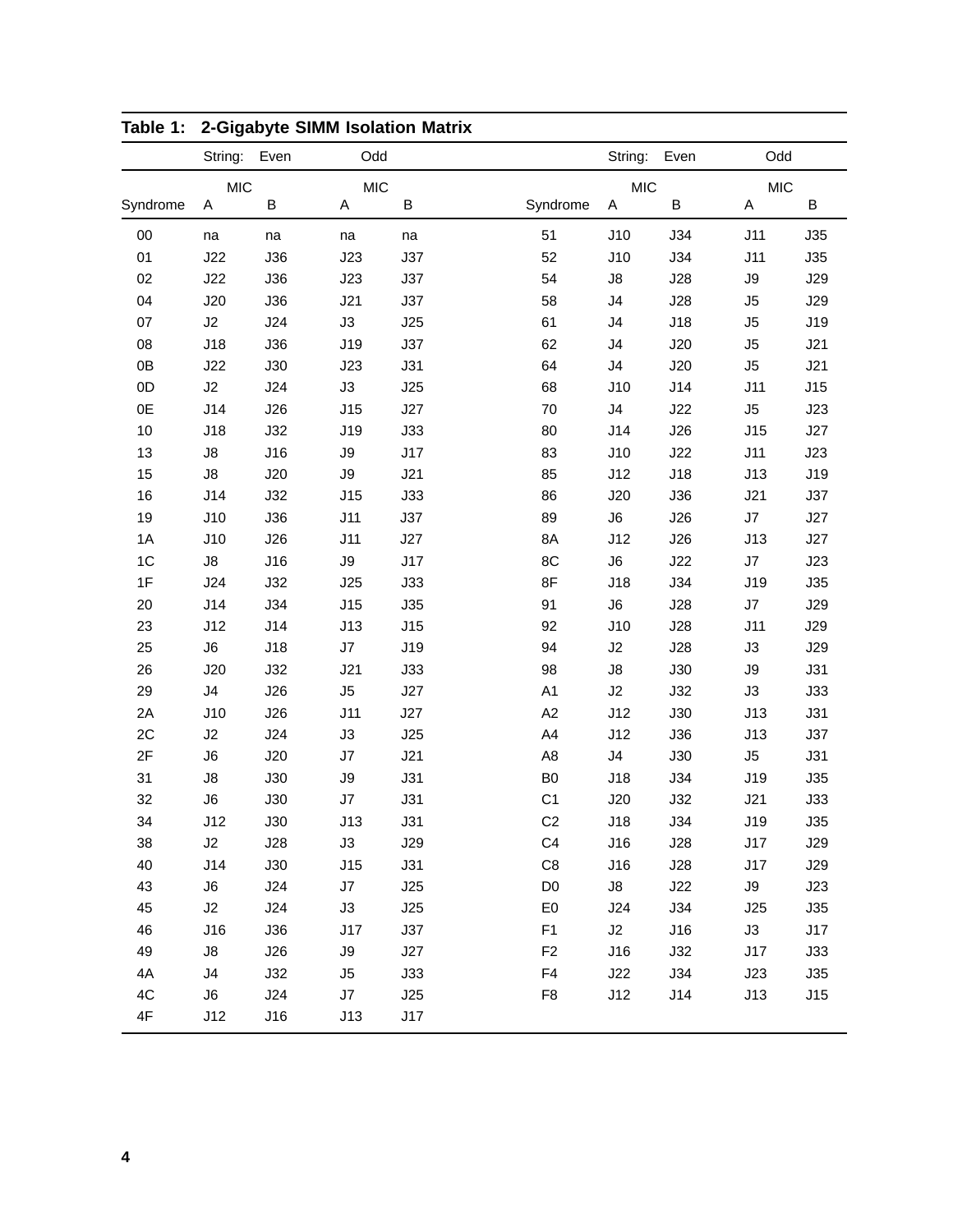**Table 1: 2-Gigabyte SIMM Isolation Matrix**

| | String: Even | | Odd | | | String: Even | | Odd | |
|---|---|---|---|---|---|---|---|---|---|
| | MIC | | MIC | | | MIC | | MIC | |
| Syndrome | A | B | A | B | Syndrome | A | B | A | B |
| 00 | na | na | na | na | 51 | J10 | J34 | J11 | J35 |
| 01 | J22 | J36 | J23 | J37 | 52 | J10 | J34 | J11 | J35 |
| 02 | J22 | J36 | J23 | J37 | 54 | J8 | J28 | J9 | J29 |
| 04 | J20 | J36 | J21 | J37 | 58 | J4 | J28 | J5 | J29 |
| 07 | J2 | J24 | J3 | J25 | 61 | J4 | J18 | J5 | J19 |
| 08 | J18 | J36 | J19 | J37 | 62 | J4 | J20 | J5 | J21 |
| 0B | J22 | J30 | J23 | J31 | 64 | J4 | J20 | J5 | J21 |
| 0D | J2 | J24 | J3 | J25 | 68 | J10 | J14 | J11 | J15 |
| 0E | J14 | J26 | J15 | J27 | 70 | J4 | J22 | J5 | J23 |
| 10 | J18 | J32 | J19 | J33 | 80 | J14 | J26 | J15 | J27 |
| 13 | J8 | J16 | J9 | J17 | 83 | J10 | J22 | J11 | J23 |
| 15 | J8 | J20 | J9 | J21 | 85 | J12 | J18 | J13 | J19 |
| 16 | J14 | J32 | J15 | J33 | 86 | J20 | J36 | J21 | J37 |
| 19 | J10 | J36 | J11 | J37 | 89 | J6 | J26 | J7 | J27 |
| 1A | J10 | J26 | J11 | J27 | 8A | J12 | J26 | J13 | J27 |
| 1C | J8 | J16 | J9 | J17 | 8C | J6 | J22 | J7 | J23 |
| 1F | J24 | J32 | J25 | J33 | 8F | J18 | J34 | J19 | J35 |
| 20 | J14 | J34 | J15 | J35 | 91 | J6 | J28 | J7 | J29 |
| 23 | J12 | J14 | J13 | J15 | 92 | J10 | J28 | J11 | J29 |
| 25 | J6 | J18 | J7 | J19 | 94 | J2 | J28 | J3 | J29 |
| 26 | J20 | J32 | J21 | J33 | 98 | J8 | J30 | J9 | J31 |
| 29 | J4 | J26 | J5 | J27 | A1 | J2 | J32 | J3 | J33 |
| 2A | J10 | J26 | J11 | J27 | A2 | J12 | J30 | J13 | J31 |
| 2C | J2 | J24 | J3 | J25 | A4 | J12 | J36 | J13 | J37 |
| 2F | J6 | J20 | J7 | J21 | A8 | J4 | J30 | J5 | J31 |
| 31 | J8 | J30 | J9 | J31 | B0 | J18 | J34 | J19 | J35 |
| 32 | J6 | J30 | J7 | J31 | C1 | J20 | J32 | J21 | J33 |
| 34 | J12 | J30 | J13 | J31 | C2 | J18 | J34 | J19 | J35 |
| 38 | J2 | J28 | J3 | J29 | C4 | J16 | J28 | J17 | J29 |
| 40 | J14 | J30 | J15 | J31 | C8 | J16 | J28 | J17 | J29 |
| 43 | J6 | J24 | J7 | J25 | D0 | J8 | J22 | J9 | J23 |
| 45 | J2 | J24 | J3 | J25 | E0 | J24 | J34 | J25 | J35 |
| 46 | J16 | J36 | J17 | J37 | F1 | J2 | J16 | J3 | J17 |
| 49 | J8 | J26 | J9 | J27 | F2 | J16 | J32 | J17 | J33 |
| 4A | J4 | J32 | J5 | J33 | F4 | J22 | J34 | J23 | J35 |
| 4C | J6 | J24 | J7 | J25 | F8 | J12 | J14 | J13 | J15 |
| 4F | J12 | J16 | J13 | J17 | | | | | |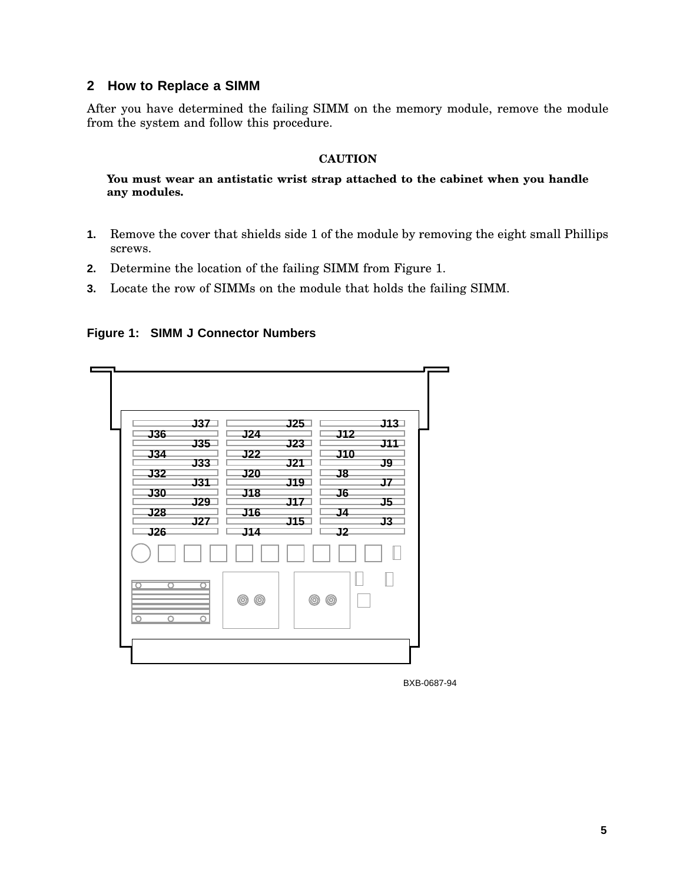## 2 How to Replace a SIMM

After you have determined the failing SIMM on the memory module, remove the module from the system and follow this procedure.

**CAUTION**

**You must wear an antistatic wrist strap attached to the cabinet when you handle any modules.**

1. Remove the cover that shields side 1 of the module by removing the eight small Phillips screws.
2. Determine the location of the failing SIMM from Figure 1.
3. Locate the row of SIMMs on the module that holds the failing SIMM.

**Figure 1: SIMM J Connector Numbers**

BXB-0687-94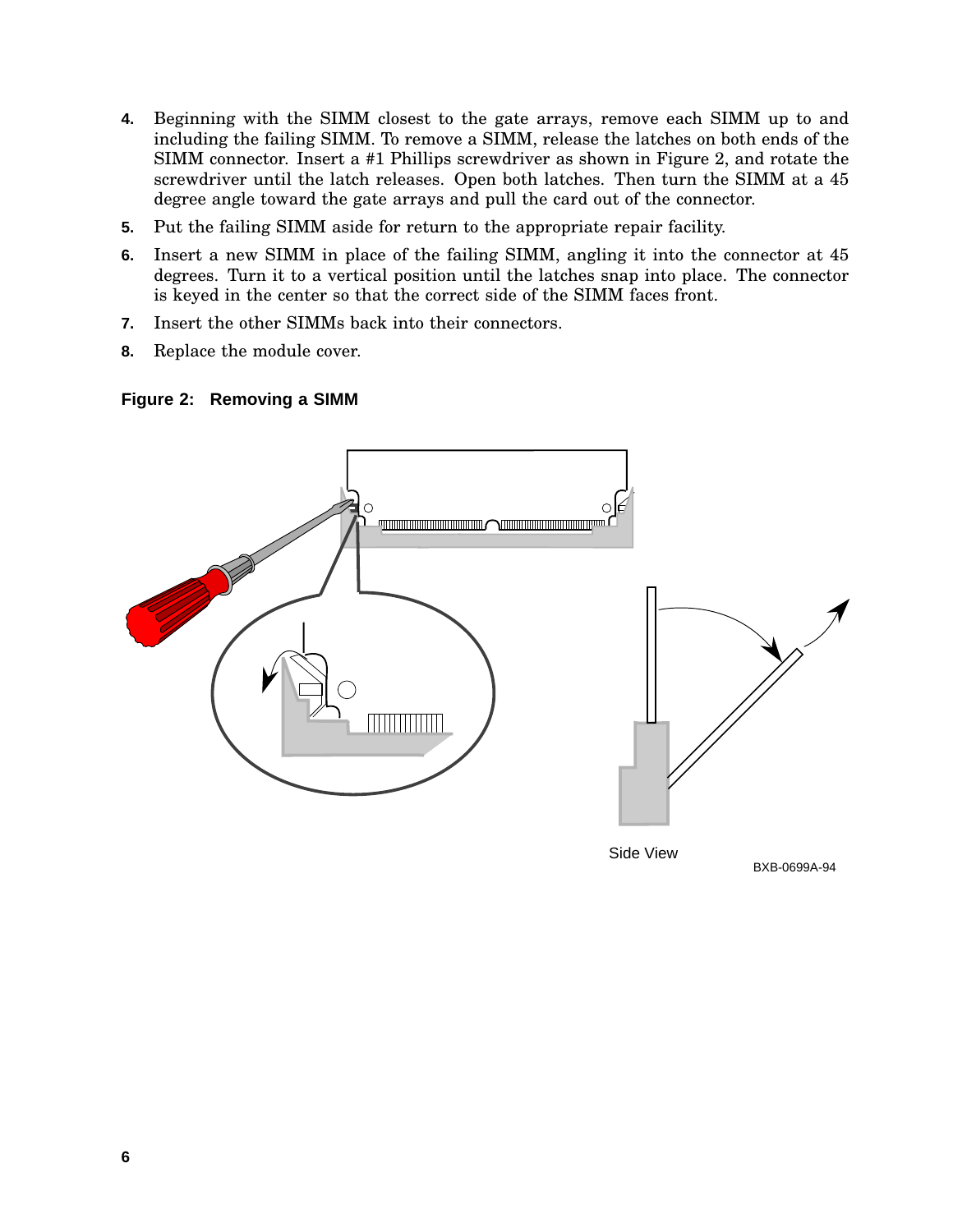4. Beginning with the SIMM closest to the gate arrays, remove each SIMM up to and including the failing SIMM. To remove a SIMM, release the latches on both ends of the SIMM connector. Insert a #1 Phillips screwdriver as shown in Figure 2, and rotate the screwdriver until the latch releases. Open both latches. Then turn the SIMM at a 45 degree angle toward the gate arrays and pull the card out of the connector.
5. Put the failing SIMM aside for return to the appropriate repair facility.
6. Insert a new SIMM in place of the failing SIMM, angling it into the connector at 45 degrees. Turn it to a vertical position until the latches snap into place. The connector is keyed in the center so that the correct side of the SIMM faces front.
7. Insert the other SIMMs back into their connectors.
8. Replace the module cover.

**Figure 2: Removing a SIMM**

Side View

BXB-0699A-94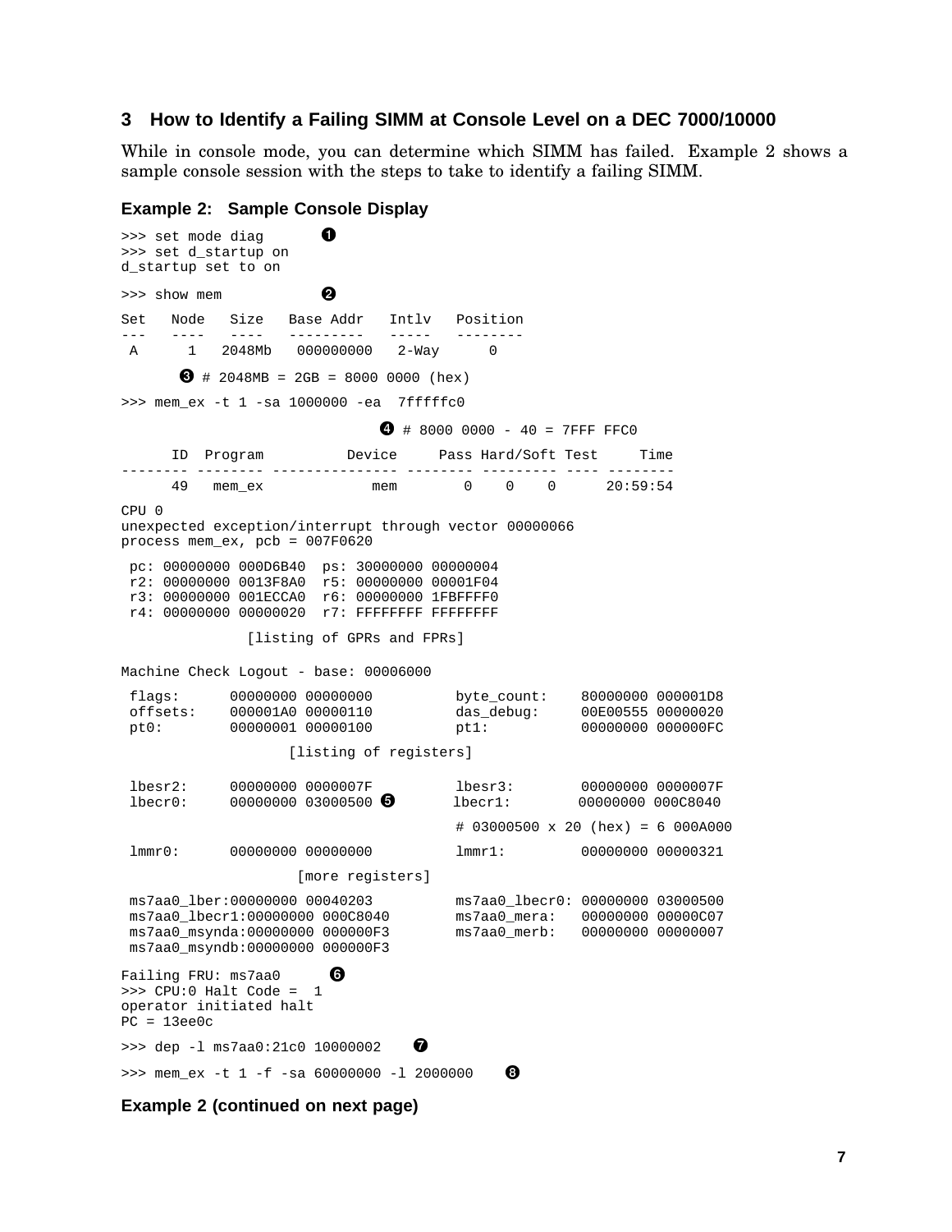## 3 How to Identify a Failing SIMM at Console Level on a DEC 7000/10000

While in console mode, you can determine which SIMM has failed. Example 2 shows a sample console session with the steps to take to identify a failing SIMM.

**Example 2: Sample Console Display**

```
>>> set mode diag         ❶
>>> set d_startup on
d_startup set to on

>>> show mem              ❷

Set   Node   Size   Base Addr   Intlv   Position
---   ----   ----   ---------   -----   --------
 A      1   2048Mb   000000000   2-Way      0

       ❸ # 2048MB = 2GB = 8000 0000 (hex)

>>> mem_ex -t 1 -sa 1000000 -ea  7fffffc0

                              ❹ # 8000 0000 - 40 = 7FFF FFC0

      ID  Program          Device     Pass Hard/Soft Test     Time
-------- -------- --------------- -------- --------- ---- --------
      49   mem_ex             mem        0    0    0      20:59:54

CPU 0
unexpected exception/interrupt through vector 00000066
process mem_ex, pcb = 007F0620

 pc: 00000000 000D6B40  ps: 30000000 00000004
 r2: 00000000 0013F8A0  r5: 00000000 00001F04
 r3: 00000000 001ECCA0  r6: 00000000 1FBFFFF0
 r4: 00000000 00000020  r7: FFFFFFFF FFFFFFFF

               [listing of GPRs and FPRs]

Machine Check Logout - base: 00006000

 flags:      00000000 00000000         byte_count:    80000000 000001D8
 offsets:    000001A0 00000110         das_debug:     00E00555 00000020
 pt0:        00000001 00000100         pt1:           00000000 000000FC

                 [listing of registers]

 lbesr2:     00000000 0000007F         lbesr3:        00000000 0000007F
 lbecr0:     00000000 03000500 ❺       lbecr1:        00000000 000C8040

                                       # 03000500 x 20 (hex) = 6 000A000

 lmmr0:      00000000 00000000         lmmr1:         00000000 00000321

                  [more registers]

 ms7aa0_lber:00000000 00040203         ms7aa0_lbecr0: 00000000 03000500
 ms7aa0_lbecr1:00000000 000C8040       ms7aa0_mera:   00000000 00000C07
 ms7aa0_msynda:00000000 000000F3       ms7aa0_merb:   00000000 00000007
 ms7aa0_msyndb:00000000 000000F3

Failing FRU: ms7aa0       ❻
>>> CPU:0 Halt Code =  1
operator initiated halt
PC = 13ee0c

>>> dep -l ms7aa0:21c0 10000002     ❼

>>> mem_ex -t 1 -f -sa 60000000 -l 2000000     ❽
```

**Example 2 (continued on next page)**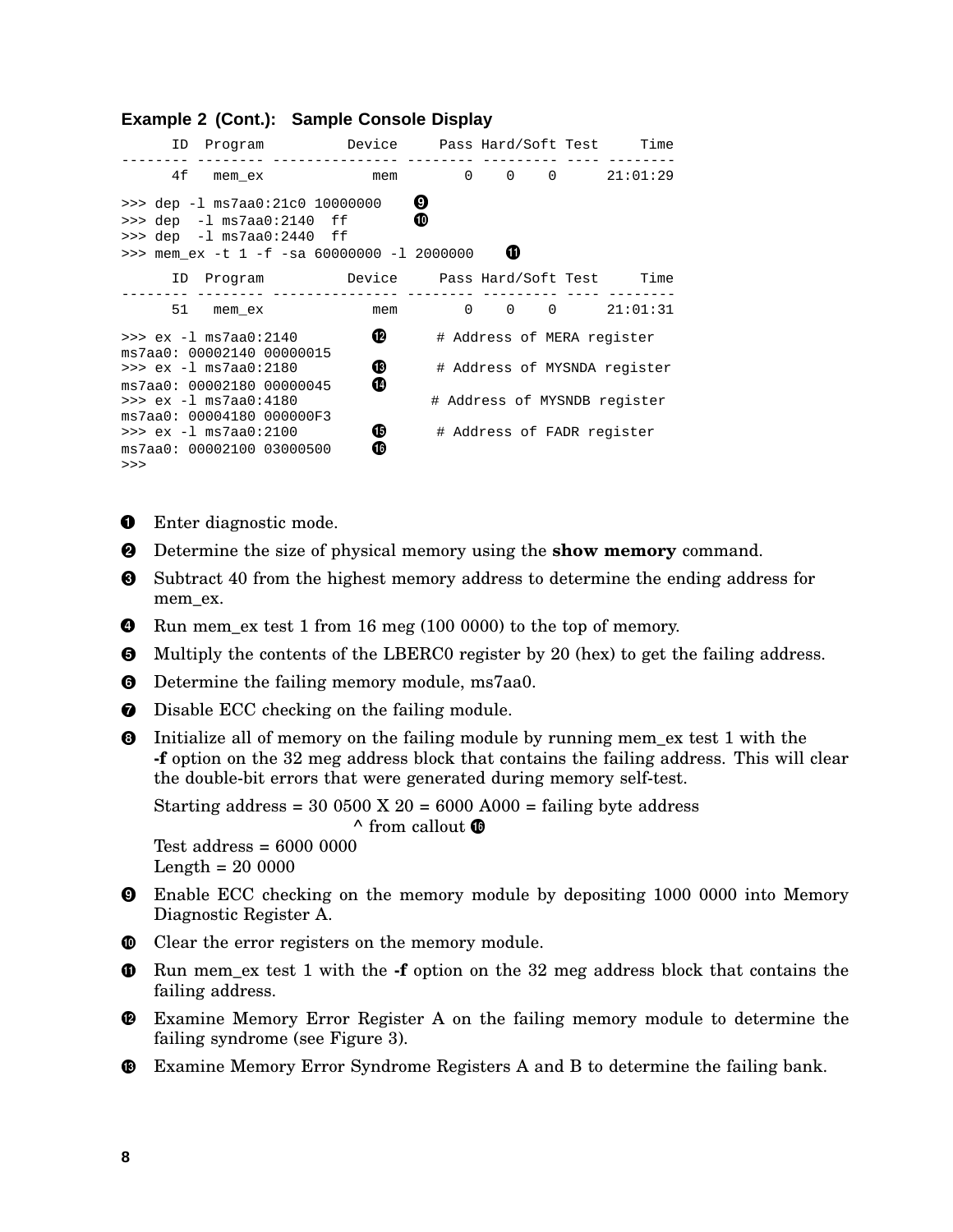**Example 2 (Cont.): Sample Console Display**

```
      ID  Program          Device     Pass Hard/Soft Test     Time
-------- -------- --------------- -------- --------- ---- --------
      4f   mem_ex             mem        0    0    0      21:01:29

>>> dep -l ms7aa0:21c0 10000000    ❾
>>> dep  -l ms7aa0:2140  ff        ❿
>>> dep  -l ms7aa0:2440  ff
>>> mem_ex -t 1 -f -sa 60000000 -l 2000000    ⓫
      ID  Program          Device     Pass Hard/Soft Test     Time
-------- -------- --------------- -------- --------- ---- --------
      51   mem_ex             mem        0    0    0      21:01:31

>>> ex -l ms7aa0:2140         ⓬      # Address of MERA register
ms7aa0: 00002140 00000015
>>> ex -l ms7aa0:2180         ⓭      # Address of MYSNDA register
ms7aa0: 00002180 00000045     ⓮
>>> ex -l ms7aa0:4180               # Address of MYSNDB register
ms7aa0: 00004180 000000F3
>>> ex -l ms7aa0:2100         ⓯      # Address of FADR register
ms7aa0: 00002100 03000500     ⓰
>>>
```

❶ Enter diagnostic mode.

❷ Determine the size of physical memory using the **show memory** command.

❸ Subtract 40 from the highest memory address to determine the ending address for mem_ex.

❹ Run mem_ex test 1 from 16 meg (100 0000) to the top of memory.

❺ Multiply the contents of the LBERC0 register by 20 (hex) to get the failing address.

❻ Determine the failing memory module, ms7aa0.

❼ Disable ECC checking on the failing module.

❽ Initialize all of memory on the failing module by running mem_ex test 1 with the **-f** option on the 32 meg address block that contains the failing address. This will clear the double-bit errors that were generated during memory self-test.

Starting address = 30 0500 X 20 = 6000 A000 = failing byte address
^ from callout ⓰

Test address = 6000 0000
Length = 20 0000

❾ Enable ECC checking on the memory module by depositing 1000 0000 into Memory Diagnostic Register A.

❿ Clear the error registers on the memory module.

⓫ Run mem_ex test 1 with the **-f** option on the 32 meg address block that contains the failing address.

⓬ Examine Memory Error Register A on the failing memory module to determine the failing syndrome (see Figure 3).

⓭ Examine Memory Error Syndrome Registers A and B to determine the failing bank.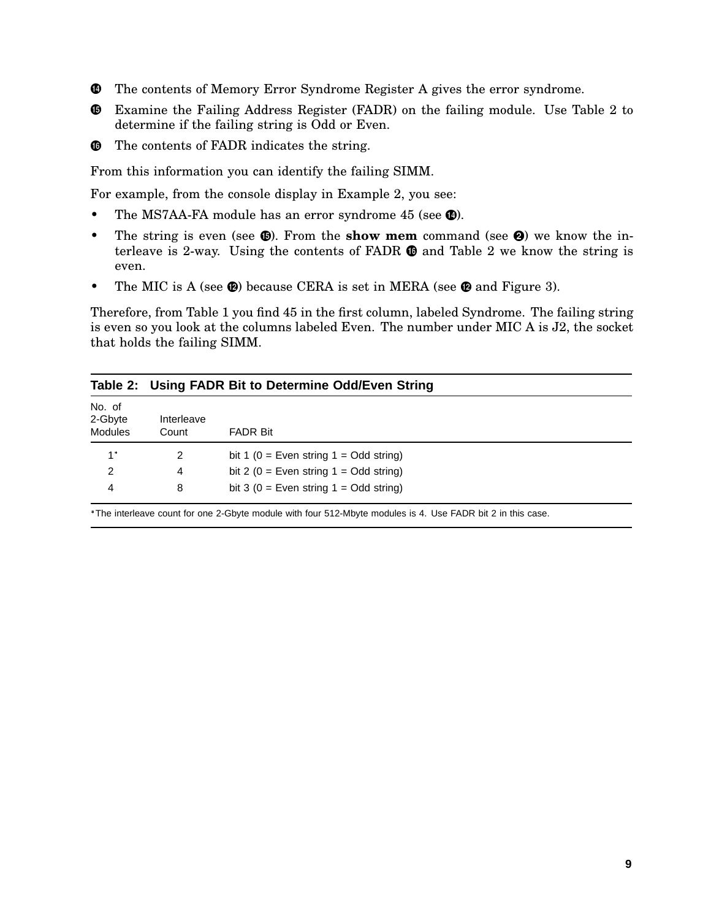⓮ The contents of Memory Error Syndrome Register A gives the error syndrome.

⓯ Examine the Failing Address Register (FADR) on the failing module. Use Table 2 to determine if the failing string is Odd or Even.

⓰ The contents of FADR indicates the string.

From this information you can identify the failing SIMM.

For example, from the console display in Example 2, you see:

- The MS7AA-FA module has an error syndrome 45 (see ⓮).
- The string is even (see ⓯). From the **show mem** command (see ❷) we know the interleave is 2-way. Using the contents of FADR ⓰ and Table 2 we know the string is even.
- The MIC is A (see ⓬) because CERA is set in MERA (see ⓬ and Figure 3).

Therefore, from Table 1 you find 45 in the first column, labeled Syndrome. The failing string is even so you look at the columns labeled Even. The number under MIC A is J2, the socket that holds the failing SIMM.

**Table 2: Using FADR Bit to Determine Odd/Even String**

| No. of 2-Gbyte Modules | Interleave Count | FADR Bit |
|---|---|---|
| 1* | 2 | bit 1 (0 = Even string 1 = Odd string) |
| 2 | 4 | bit 2 (0 = Even string 1 = Odd string) |
| 4 | 8 | bit 3 (0 = Even string 1 = Odd string) |

*The interleave count for one 2-Gbyte module with four 512-Mbyte modules is 4. Use FADR bit 2 in this case.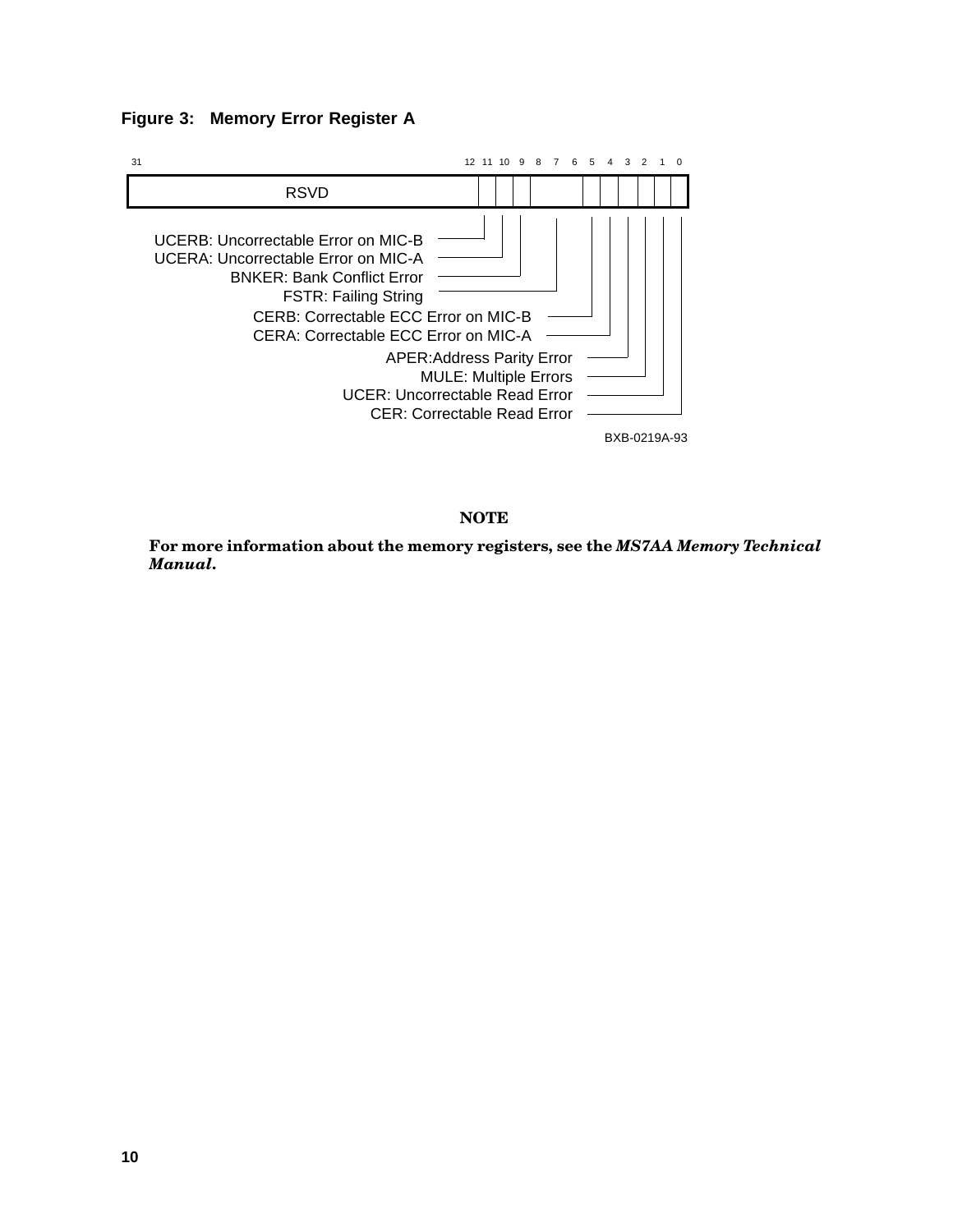**Figure 3: Memory Error Register A**

31 12 11 10 9 8 7 6 5 4 3 2 1 0

RSVD

UCERB: Uncorrectable Error on MIC-B
UCERA: Uncorrectable Error on MIC-A
BNKER: Bank Conflict Error
FSTR: Failing String
CERB: Correctable ECC Error on MIC-B
CERA: Correctable ECC Error on MIC-A
APER:Address Parity Error
MULE: Multiple Errors
UCER: Uncorrectable Read Error
CER: Correctable Read Error

BXB-0219A-93

**NOTE**

**For more information about the memory registers, see the *MS7AA Memory Technical Manual*.**